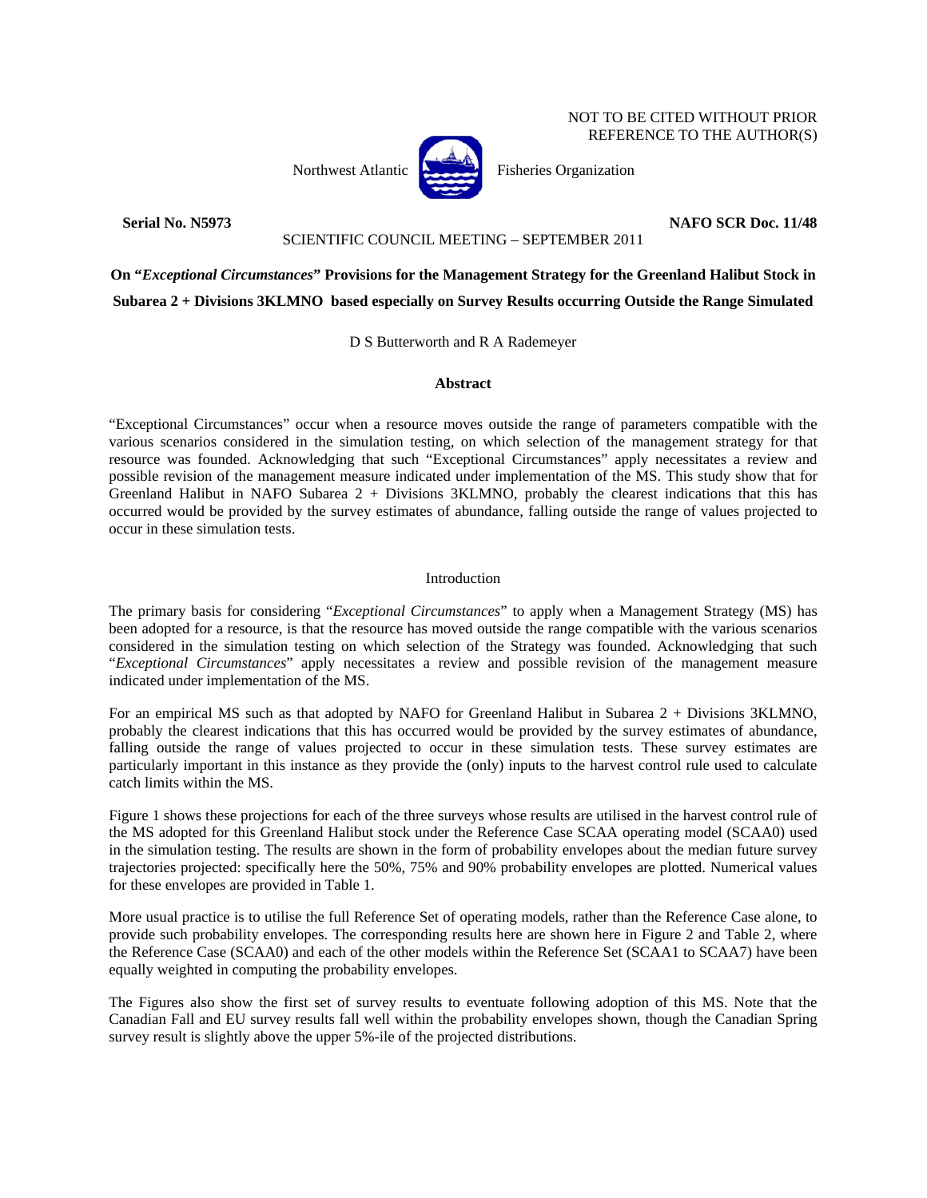NOT TO BE CITED WITHOUT PRIOR REFERENCE TO THE AUTHOR(S)

Northwest Atlantic Fisheries Organization

**Serial No. N5973** **NAFO SCR Doc. 11/48**

SCIENTIFIC COUNCIL MEETING – SEPTEMBER 2011

# On "*Exceptional Circumstances*" Provisions for the Management Strategy for the Greenland Halibut Stock in Subarea 2 + Divisions 3KLMNO based especially on Survey Results occurring Outside the Range Simulated

D S Butterworth and R A Rademeyer

## Abstract

"Exceptional Circumstances" occur when a resource moves outside the range of parameters compatible with the various scenarios considered in the simulation testing, on which selection of the management strategy for that resource was founded. Acknowledging that such "Exceptional Circumstances" apply necessitates a review and possible revision of the management measure indicated under implementation of the MS. This study show that for Greenland Halibut in NAFO Subarea 2 + Divisions 3KLMNO, probably the clearest indications that this has occurred would be provided by the survey estimates of abundance, falling outside the range of values projected to occur in these simulation tests.

## Introduction

The primary basis for considering "*Exceptional Circumstances*" to apply when a Management Strategy (MS) has been adopted for a resource, is that the resource has moved outside the range compatible with the various scenarios considered in the simulation testing on which selection of the Strategy was founded. Acknowledging that such "*Exceptional Circumstances*" apply necessitates a review and possible revision of the management measure indicated under implementation of the MS.

For an empirical MS such as that adopted by NAFO for Greenland Halibut in Subarea 2 + Divisions 3KLMNO, probably the clearest indications that this has occurred would be provided by the survey estimates of abundance, falling outside the range of values projected to occur in these simulation tests. These survey estimates are particularly important in this instance as they provide the (only) inputs to the harvest control rule used to calculate catch limits within the MS.

Figure 1 shows these projections for each of the three surveys whose results are utilised in the harvest control rule of the MS adopted for this Greenland Halibut stock under the Reference Case SCAA operating model (SCAA0) used in the simulation testing. The results are shown in the form of probability envelopes about the median future survey trajectories projected: specifically here the 50%, 75% and 90% probability envelopes are plotted. Numerical values for these envelopes are provided in Table 1.

More usual practice is to utilise the full Reference Set of operating models, rather than the Reference Case alone, to provide such probability envelopes. The corresponding results here are shown here in Figure 2 and Table 2, where the Reference Case (SCAA0) and each of the other models within the Reference Set (SCAA1 to SCAA7) have been equally weighted in computing the probability envelopes.

The Figures also show the first set of survey results to eventuate following adoption of this MS. Note that the Canadian Fall and EU survey results fall well within the probability envelopes shown, though the Canadian Spring survey result is slightly above the upper 5%-ile of the projected distributions.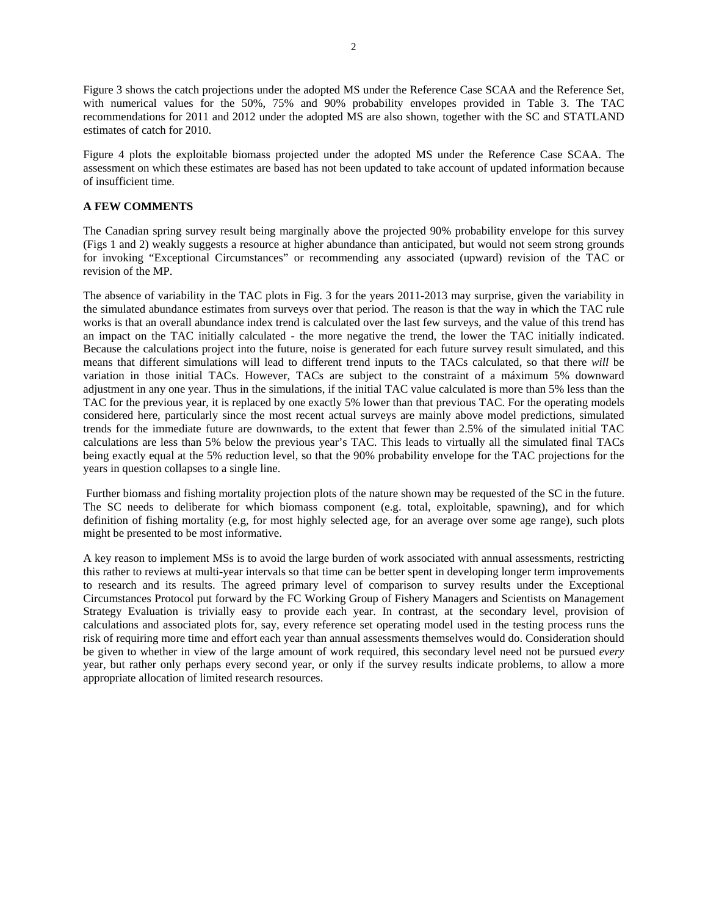Figure 3 shows the catch projections under the adopted MS under the Reference Case SCAA and the Reference Set, with numerical values for the 50%, 75% and 90% probability envelopes provided in Table 3. The TAC recommendations for 2011 and 2012 under the adopted MS are also shown, together with the SC and STATLAND estimates of catch for 2010.

Figure 4 plots the exploitable biomass projected under the adopted MS under the Reference Case SCAA. The assessment on which these estimates are based has not been updated to take account of updated information because of insufficient time.

## A FEW COMMENTS

The Canadian spring survey result being marginally above the projected 90% probability envelope for this survey (Figs 1 and 2) weakly suggests a resource at higher abundance than anticipated, but would not seem strong grounds for invoking "Exceptional Circumstances" or recommending any associated (upward) revision of the TAC or revision of the MP.

The absence of variability in the TAC plots in Fig. 3 for the years 2011-2013 may surprise, given the variability in the simulated abundance estimates from surveys over that period. The reason is that the way in which the TAC rule works is that an overall abundance index trend is calculated over the last few surveys, and the value of this trend has an impact on the TAC initially calculated - the more negative the trend, the lower the TAC initially indicated. Because the calculations project into the future, noise is generated for each future survey result simulated, and this means that different simulations will lead to different trend inputs to the TACs calculated, so that there *will* be variation in those initial TACs. However, TACs are subject to the constraint of a máximum 5% downward adjustment in any one year. Thus in the simulations, if the initial TAC value calculated is more than 5% less than the TAC for the previous year, it is replaced by one exactly 5% lower than that previous TAC. For the operating models considered here, particularly since the most recent actual surveys are mainly above model predictions, simulated trends for the immediate future are downwards, to the extent that fewer than 2.5% of the simulated initial TAC calculations are less than 5% below the previous year's TAC. This leads to virtually all the simulated final TACs being exactly equal at the 5% reduction level, so that the 90% probability envelope for the TAC projections for the years in question collapses to a single line.

Further biomass and fishing mortality projection plots of the nature shown may be requested of the SC in the future. The SC needs to deliberate for which biomass component (e.g. total, exploitable, spawning), and for which definition of fishing mortality (e.g, for most highly selected age, for an average over some age range), such plots might be presented to be most informative.

A key reason to implement MSs is to avoid the large burden of work associated with annual assessments, restricting this rather to reviews at multi-year intervals so that time can be better spent in developing longer term improvements to research and its results. The agreed primary level of comparison to survey results under the Exceptional Circumstances Protocol put forward by the FC Working Group of Fishery Managers and Scientists on Management Strategy Evaluation is trivially easy to provide each year. In contrast, at the secondary level, provision of calculations and associated plots for, say, every reference set operating model used in the testing process runs the risk of requiring more time and effort each year than annual assessments themselves would do. Consideration should be given to whether in view of the large amount of work required, this secondary level need not be pursued *every* year, but rather only perhaps every second year, or only if the survey results indicate problems, to allow a more appropriate allocation of limited research resources.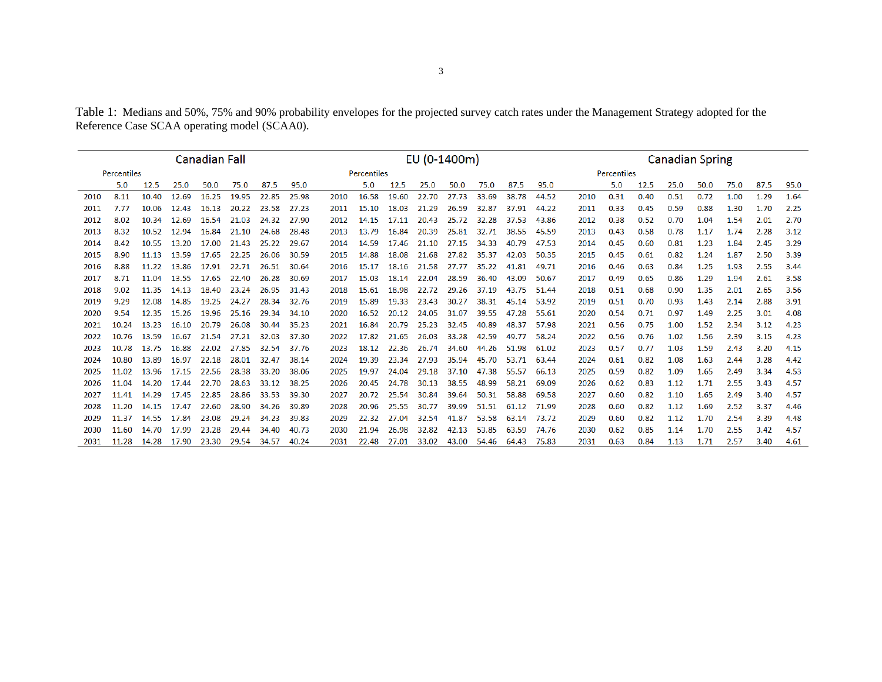Table 1: Medians and 50%, 75% and 90% probability envelopes for the projected survey catch rates under the Management Strategy adopted for the Reference Case SCAA operating model (SCAA0).

| | Canadian Fall | | | | | | | | EU (0-1400m) | | | | | | | | Canadian Spring | | | | | | |
|---|---|---|---|---|---|---|---|---|---|---|---|---|---|---|---|---|---|---|---|---|---|---|---|
| | Percentiles | | | | | | | | Percentiles | | | | | | | | Percentiles | | | | | | |
| | 5.0 | 12.5 | 25.0 | 50.0 | 75.0 | 87.5 | 95.0 | | 5.0 | 12.5 | 25.0 | 50.0 | 75.0 | 87.5 | 95.0 | | 5.0 | 12.5 | 25.0 | 50.0 | 75.0 | 87.5 | 95.0 |
| 2010 | 8.11 | 10.40 | 12.69 | 16.25 | 19.95 | 22.85 | 25.98 | 2010 | 16.58 | 19.60 | 22.70 | 27.73 | 33.69 | 38.78 | 44.52 | 2010 | 0.31 | 0.40 | 0.51 | 0.72 | 1.00 | 1.29 | 1.64 |
| 2011 | 7.77 | 10.06 | 12.43 | 16.13 | 20.22 | 23.58 | 27.23 | 2011 | 15.10 | 18.03 | 21.29 | 26.59 | 32.87 | 37.91 | 44.22 | 2011 | 0.33 | 0.45 | 0.59 | 0.88 | 1.30 | 1.70 | 2.25 |
| 2012 | 8.02 | 10.34 | 12.69 | 16.54 | 21.03 | 24.32 | 27.90 | 2012 | 14.15 | 17.11 | 20.43 | 25.72 | 32.28 | 37.53 | 43.86 | 2012 | 0.38 | 0.52 | 0.70 | 1.04 | 1.54 | 2.01 | 2.70 |
| 2013 | 8.32 | 10.52 | 12.94 | 16.84 | 21.10 | 24.68 | 28.48 | 2013 | 13.79 | 16.84 | 20.39 | 25.81 | 32.71 | 38.55 | 45.59 | 2013 | 0.43 | 0.58 | 0.78 | 1.17 | 1.74 | 2.28 | 3.12 |
| 2014 | 8.42 | 10.55 | 13.20 | 17.00 | 21.43 | 25.22 | 29.67 | 2014 | 14.59 | 17.46 | 21.10 | 27.15 | 34.33 | 40.79 | 47.53 | 2014 | 0.45 | 0.60 | 0.81 | 1.23 | 1.84 | 2.45 | 3.29 |
| 2015 | 8.90 | 11.13 | 13.59 | 17.65 | 22.25 | 26.06 | 30.59 | 2015 | 14.88 | 18.08 | 21.68 | 27.82 | 35.37 | 42.03 | 50.35 | 2015 | 0.45 | 0.61 | 0.82 | 1.24 | 1.87 | 2.50 | 3.39 |
| 2016 | 8.88 | 11.22 | 13.86 | 17.91 | 22.71 | 26.51 | 30.64 | 2016 | 15.17 | 18.16 | 21.58 | 27.77 | 35.22 | 41.81 | 49.71 | 2016 | 0.46 | 0.63 | 0.84 | 1.25 | 1.93 | 2.55 | 3.44 |
| 2017 | 8.71 | 11.04 | 13.55 | 17.65 | 22.40 | 26.28 | 30.69 | 2017 | 15.03 | 18.14 | 22.04 | 28.59 | 36.40 | 43.09 | 50.67 | 2017 | 0.49 | 0.65 | 0.86 | 1.29 | 1.94 | 2.61 | 3.58 |
| 2018 | 9.02 | 11.35 | 14.13 | 18.40 | 23.24 | 26.95 | 31.43 | 2018 | 15.61 | 18.98 | 22.72 | 29.26 | 37.19 | 43.75 | 51.44 | 2018 | 0.51 | 0.68 | 0.90 | 1.35 | 2.01 | 2.65 | 3.56 |
| 2019 | 9.29 | 12.08 | 14.85 | 19.25 | 24.27 | 28.34 | 32.76 | 2019 | 15.89 | 19.33 | 23.43 | 30.27 | 38.31 | 45.14 | 53.92 | 2019 | 0.51 | 0.70 | 0.93 | 1.43 | 2.14 | 2.88 | 3.91 |
| 2020 | 9.54 | 12.35 | 15.26 | 19.96 | 25.16 | 29.34 | 34.10 | 2020 | 16.52 | 20.12 | 24.05 | 31.07 | 39.55 | 47.28 | 55.61 | 2020 | 0.54 | 0.71 | 0.97 | 1.49 | 2.25 | 3.01 | 4.08 |
| 2021 | 10.24 | 13.23 | 16.10 | 20.79 | 26.08 | 30.44 | 35.23 | 2021 | 16.84 | 20.79 | 25.23 | 32.45 | 40.89 | 48.37 | 57.98 | 2021 | 0.56 | 0.75 | 1.00 | 1.52 | 2.34 | 3.12 | 4.23 |
| 2022 | 10.76 | 13.59 | 16.67 | 21.54 | 27.21 | 32.03 | 37.30 | 2022 | 17.82 | 21.65 | 26.03 | 33.28 | 42.59 | 49.77 | 58.24 | 2022 | 0.56 | 0.76 | 1.02 | 1.56 | 2.39 | 3.15 | 4.23 |
| 2023 | 10.78 | 13.75 | 16.88 | 22.02 | 27.85 | 32.54 | 37.76 | 2023 | 18.12 | 22.36 | 26.74 | 34.60 | 44.26 | 51.98 | 61.02 | 2023 | 0.57 | 0.77 | 1.03 | 1.59 | 2.43 | 3.20 | 4.15 |
| 2024 | 10.80 | 13.89 | 16.97 | 22.18 | 28.01 | 32.47 | 38.14 | 2024 | 19.39 | 23.34 | 27.93 | 35.94 | 45.70 | 53.71 | 63.44 | 2024 | 0.61 | 0.82 | 1.08 | 1.63 | 2.44 | 3.28 | 4.42 |
| 2025 | 11.02 | 13.96 | 17.15 | 22.56 | 28.38 | 33.20 | 38.06 | 2025 | 19.97 | 24.04 | 29.18 | 37.10 | 47.38 | 55.57 | 66.13 | 2025 | 0.59 | 0.82 | 1.09 | 1.65 | 2.49 | 3.34 | 4.53 |
| 2026 | 11.04 | 14.20 | 17.44 | 22.70 | 28.63 | 33.12 | 38.25 | 2026 | 20.45 | 24.78 | 30.13 | 38.55 | 48.99 | 58.21 | 69.09 | 2026 | 0.62 | 0.83 | 1.12 | 1.71 | 2.55 | 3.43 | 4.57 |
| 2027 | 11.41 | 14.29 | 17.45 | 22.85 | 28.86 | 33.53 | 39.30 | 2027 | 20.72 | 25.54 | 30.84 | 39.64 | 50.31 | 58.88 | 69.58 | 2027 | 0.60 | 0.82 | 1.10 | 1.65 | 2.49 | 3.40 | 4.57 |
| 2028 | 11.20 | 14.15 | 17.47 | 22.60 | 28.90 | 34.26 | 39.89 | 2028 | 20.96 | 25.55 | 30.77 | 39.99 | 51.51 | 61.12 | 71.99 | 2028 | 0.60 | 0.82 | 1.12 | 1.69 | 2.52 | 3.37 | 4.46 |
| 2029 | 11.37 | 14.55 | 17.84 | 23.08 | 29.24 | 34.23 | 39.83 | 2029 | 22.32 | 27.04 | 32.54 | 41.87 | 53.58 | 63.14 | 73.72 | 2029 | 0.60 | 0.82 | 1.12 | 1.70 | 2.54 | 3.39 | 4.48 |
| 2030 | 11.60 | 14.70 | 17.99 | 23.28 | 29.44 | 34.40 | 40.73 | 2030 | 21.94 | 26.98 | 32.82 | 42.13 | 53.85 | 63.59 | 74.76 | 2030 | 0.62 | 0.85 | 1.14 | 1.70 | 2.55 | 3.42 | 4.57 |
| 2031 | 11.28 | 14.28 | 17.90 | 23.30 | 29.54 | 34.57 | 40.24 | 2031 | 22.48 | 27.01 | 33.02 | 43.00 | 54.46 | 64.43 | 75.83 | 2031 | 0.63 | 0.84 | 1.13 | 1.71 | 2.57 | 3.40 | 4.61 |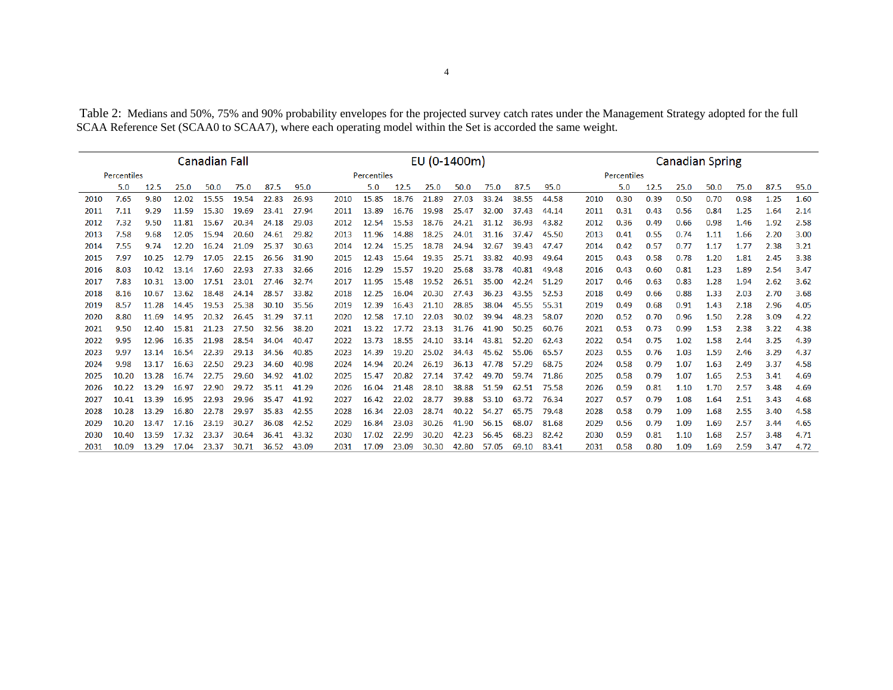Table 2: Medians and 50%, 75% and 90% probability envelopes for the projected survey catch rates under the Management Strategy adopted for the full SCAA Reference Set (SCAA0 to SCAA7), where each operating model within the Set is accorded the same weight.

| | Canadian Fall | | | | | | | | EU (0-1400m) | | | | | | | | Canadian Spring | | | | | | |
|---|---|---|---|---|---|---|---|---|---|---|---|---|---|---|---|---|---|---|---|---|---|---|---|
| | Percentiles | | | | | | | | Percentiles | | | | | | | | Percentiles | | | | | | |
| | 5.0 | 12.5 | 25.0 | 50.0 | 75.0 | 87.5 | 95.0 | | 5.0 | 12.5 | 25.0 | 50.0 | 75.0 | 87.5 | 95.0 | | 5.0 | 12.5 | 25.0 | 50.0 | 75.0 | 87.5 | 95.0 |
| 2010 | 7.65 | 9.80 | 12.02 | 15.55 | 19.54 | 22.83 | 26.93 | 2010 | 15.85 | 18.76 | 21.89 | 27.03 | 33.24 | 38.55 | 44.58 | 2010 | 0.30 | 0.39 | 0.50 | 0.70 | 0.98 | 1.25 | 1.60 |
| 2011 | 7.11 | 9.29 | 11.59 | 15.30 | 19.69 | 23.41 | 27.94 | 2011 | 13.89 | 16.76 | 19.98 | 25.47 | 32.00 | 37.43 | 44.14 | 2011 | 0.31 | 0.43 | 0.56 | 0.84 | 1.25 | 1.64 | 2.14 |
| 2012 | 7.32 | 9.50 | 11.81 | 15.67 | 20.34 | 24.18 | 29.03 | 2012 | 12.54 | 15.53 | 18.76 | 24.21 | 31.12 | 36.93 | 43.82 | 2012 | 0.36 | 0.49 | 0.66 | 0.98 | 1.46 | 1.92 | 2.58 |
| 2013 | 7.58 | 9.68 | 12.05 | 15.94 | 20.60 | 24.61 | 29.82 | 2013 | 11.96 | 14.88 | 18.25 | 24.01 | 31.16 | 37.47 | 45.50 | 2013 | 0.41 | 0.55 | 0.74 | 1.11 | 1.66 | 2.20 | 3.00 |
| 2014 | 7.55 | 9.74 | 12.20 | 16.24 | 21.09 | 25.37 | 30.63 | 2014 | 12.24 | 15.25 | 18.78 | 24.94 | 32.67 | 39.43 | 47.47 | 2014 | 0.42 | 0.57 | 0.77 | 1.17 | 1.77 | 2.38 | 3.21 |
| 2015 | 7.97 | 10.25 | 12.79 | 17.05 | 22.15 | 26.56 | 31.90 | 2015 | 12.43 | 15.64 | 19.35 | 25.71 | 33.82 | 40.93 | 49.64 | 2015 | 0.43 | 0.58 | 0.78 | 1.20 | 1.81 | 2.45 | 3.38 |
| 2016 | 8.03 | 10.42 | 13.14 | 17.60 | 22.93 | 27.33 | 32.66 | 2016 | 12.29 | 15.57 | 19.20 | 25.68 | 33.78 | 40.81 | 49.48 | 2016 | 0.43 | 0.60 | 0.81 | 1.23 | 1.89 | 2.54 | 3.47 |
| 2017 | 7.83 | 10.31 | 13.00 | 17.51 | 23.01 | 27.46 | 32.74 | 2017 | 11.95 | 15.48 | 19.52 | 26.51 | 35.00 | 42.24 | 51.29 | 2017 | 0.46 | 0.63 | 0.83 | 1.28 | 1.94 | 2.62 | 3.62 |
| 2018 | 8.16 | 10.67 | 13.62 | 18.48 | 24.14 | 28.57 | 33.82 | 2018 | 12.25 | 16.04 | 20.30 | 27.43 | 36.23 | 43.55 | 52.53 | 2018 | 0.49 | 0.66 | 0.88 | 1.33 | 2.03 | 2.70 | 3.68 |
| 2019 | 8.57 | 11.28 | 14.45 | 19.53 | 25.38 | 30.10 | 35.56 | 2019 | 12.39 | 16.43 | 21.10 | 28.85 | 38.04 | 45.55 | 55.31 | 2019 | 0.49 | 0.68 | 0.91 | 1.43 | 2.18 | 2.96 | 4.05 |
| 2020 | 8.80 | 11.69 | 14.95 | 20.32 | 26.45 | 31.29 | 37.11 | 2020 | 12.58 | 17.10 | 22.03 | 30.02 | 39.94 | 48.23 | 58.07 | 2020 | 0.52 | 0.70 | 0.96 | 1.50 | 2.28 | 3.09 | 4.22 |
| 2021 | 9.50 | 12.40 | 15.81 | 21.23 | 27.50 | 32.56 | 38.20 | 2021 | 13.22 | 17.72 | 23.13 | 31.76 | 41.90 | 50.25 | 60.76 | 2021 | 0.53 | 0.73 | 0.99 | 1.53 | 2.38 | 3.22 | 4.38 |
| 2022 | 9.95 | 12.96 | 16.35 | 21.98 | 28.54 | 34.04 | 40.47 | 2022 | 13.73 | 18.55 | 24.10 | 33.14 | 43.81 | 52.20 | 62.43 | 2022 | 0.54 | 0.75 | 1.02 | 1.58 | 2.44 | 3.25 | 4.39 |
| 2023 | 9.97 | 13.14 | 16.54 | 22.39 | 29.13 | 34.56 | 40.85 | 2023 | 14.39 | 19.20 | 25.02 | 34.43 | 45.62 | 55.06 | 65.57 | 2023 | 0.55 | 0.76 | 1.03 | 1.59 | 2.46 | 3.29 | 4.37 |
| 2024 | 9.98 | 13.17 | 16.63 | 22.50 | 29.23 | 34.60 | 40.98 | 2024 | 14.94 | 20.24 | 26.19 | 36.13 | 47.78 | 57.29 | 68.75 | 2024 | 0.58 | 0.79 | 1.07 | 1.63 | 2.49 | 3.37 | 4.58 |
| 2025 | 10.20 | 13.28 | 16.74 | 22.75 | 29.60 | 34.92 | 41.02 | 2025 | 15.47 | 20.82 | 27.14 | 37.42 | 49.70 | 59.74 | 71.86 | 2025 | 0.58 | 0.79 | 1.07 | 1.65 | 2.53 | 3.41 | 4.69 |
| 2026 | 10.22 | 13.29 | 16.97 | 22.90 | 29.72 | 35.11 | 41.29 | 2026 | 16.04 | 21.48 | 28.10 | 38.88 | 51.59 | 62.51 | 75.58 | 2026 | 0.59 | 0.81 | 1.10 | 1.70 | 2.57 | 3.48 | 4.69 |
| 2027 | 10.41 | 13.39 | 16.95 | 22.93 | 29.96 | 35.47 | 41.92 | 2027 | 16.42 | 22.02 | 28.77 | 39.88 | 53.10 | 63.72 | 76.34 | 2027 | 0.57 | 0.79 | 1.08 | 1.64 | 2.51 | 3.43 | 4.68 |
| 2028 | 10.28 | 13.29 | 16.80 | 22.78 | 29.97 | 35.83 | 42.55 | 2028 | 16.34 | 22.03 | 28.74 | 40.22 | 54.27 | 65.75 | 79.48 | 2028 | 0.58 | 0.79 | 1.09 | 1.68 | 2.55 | 3.40 | 4.58 |
| 2029 | 10.20 | 13.47 | 17.16 | 23.19 | 30.27 | 36.08 | 42.52 | 2029 | 16.84 | 23.03 | 30.26 | 41.90 | 56.15 | 68.07 | 81.68 | 2029 | 0.56 | 0.79 | 1.09 | 1.69 | 2.57 | 3.44 | 4.65 |
| 2030 | 10.40 | 13.59 | 17.32 | 23.37 | 30.64 | 36.41 | 43.32 | 2030 | 17.02 | 22.99 | 30.20 | 42.23 | 56.45 | 68.23 | 82.42 | 2030 | 0.59 | 0.81 | 1.10 | 1.68 | 2.57 | 3.48 | 4.71 |
| 2031 | 10.09 | 13.29 | 17.04 | 23.37 | 30.71 | 36.52 | 43.09 | 2031 | 17.09 | 23.09 | 30.30 | 42.80 | 57.05 | 69.10 | 83.41 | 2031 | 0.58 | 0.80 | 1.09 | 1.69 | 2.59 | 3.47 | 4.72 |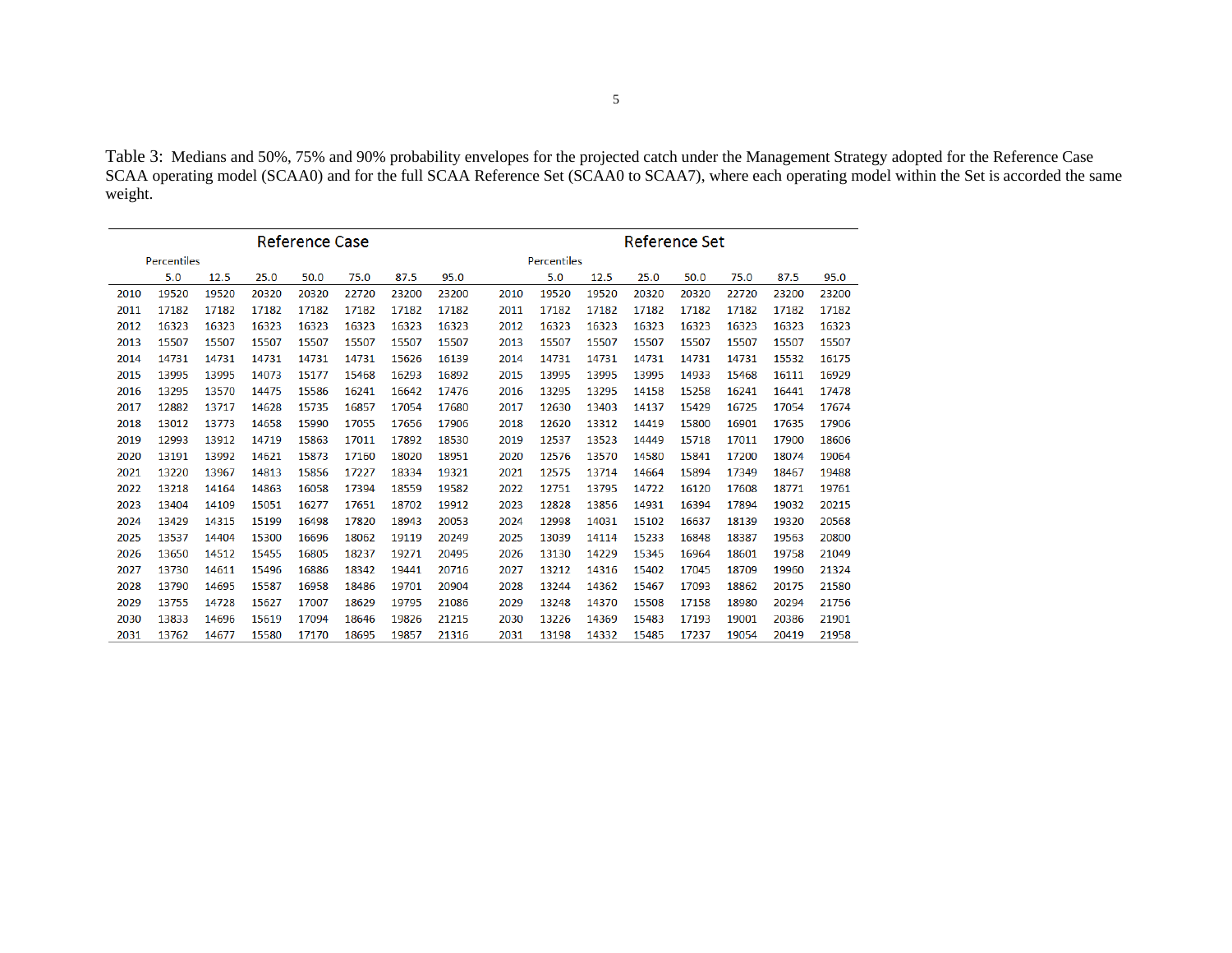Table 3: Medians and 50%, 75% and 90% probability envelopes for the projected catch under the Management Strategy adopted for the Reference Case SCAA operating model (SCAA0) and for the full SCAA Reference Set (SCAA0 to SCAA7), where each operating model within the Set is accorded the same weight.

| | Reference Case | | | | | | | | Reference Set | | | | | | |
|---|---|---|---|---|---|---|---|---|---|---|---|---|---|---|---|
| | Percentiles | | | | | | | | Percentiles | | | | | | |
| | 5.0 | 12.5 | 25.0 | 50.0 | 75.0 | 87.5 | 95.0 | | 5.0 | 12.5 | 25.0 | 50.0 | 75.0 | 87.5 | 95.0 |
| 2010 | 19520 | 19520 | 20320 | 20320 | 22720 | 23200 | 23200 | 2010 | 19520 | 19520 | 20320 | 20320 | 22720 | 23200 | 23200 |
| 2011 | 17182 | 17182 | 17182 | 17182 | 17182 | 17182 | 17182 | 2011 | 17182 | 17182 | 17182 | 17182 | 17182 | 17182 | 17182 |
| 2012 | 16323 | 16323 | 16323 | 16323 | 16323 | 16323 | 16323 | 2012 | 16323 | 16323 | 16323 | 16323 | 16323 | 16323 | 16323 |
| 2013 | 15507 | 15507 | 15507 | 15507 | 15507 | 15507 | 15507 | 2013 | 15507 | 15507 | 15507 | 15507 | 15507 | 15507 | 15507 |
| 2014 | 14731 | 14731 | 14731 | 14731 | 14731 | 15626 | 16139 | 2014 | 14731 | 14731 | 14731 | 14731 | 14731 | 15532 | 16175 |
| 2015 | 13995 | 13995 | 14073 | 15177 | 15468 | 16293 | 16892 | 2015 | 13995 | 13995 | 13995 | 14933 | 15468 | 16111 | 16929 |
| 2016 | 13295 | 13570 | 14475 | 15586 | 16241 | 16642 | 17476 | 2016 | 13295 | 13295 | 14158 | 15258 | 16241 | 16441 | 17478 |
| 2017 | 12882 | 13717 | 14628 | 15735 | 16857 | 17054 | 17680 | 2017 | 12630 | 13403 | 14137 | 15429 | 16725 | 17054 | 17674 |
| 2018 | 13012 | 13773 | 14658 | 15990 | 17055 | 17656 | 17906 | 2018 | 12620 | 13312 | 14419 | 15800 | 16901 | 17635 | 17906 |
| 2019 | 12993 | 13912 | 14719 | 15863 | 17011 | 17892 | 18530 | 2019 | 12537 | 13523 | 14449 | 15718 | 17011 | 17900 | 18606 |
| 2020 | 13191 | 13992 | 14621 | 15873 | 17160 | 18020 | 18951 | 2020 | 12576 | 13570 | 14580 | 15841 | 17200 | 18074 | 19064 |
| 2021 | 13220 | 13967 | 14813 | 15856 | 17227 | 18334 | 19321 | 2021 | 12575 | 13714 | 14664 | 15894 | 17349 | 18467 | 19488 |
| 2022 | 13218 | 14164 | 14863 | 16058 | 17394 | 18559 | 19582 | 2022 | 12751 | 13795 | 14722 | 16120 | 17608 | 18771 | 19761 |
| 2023 | 13404 | 14109 | 15051 | 16277 | 17651 | 18702 | 19912 | 2023 | 12828 | 13856 | 14931 | 16394 | 17894 | 19032 | 20215 |
| 2024 | 13429 | 14315 | 15199 | 16498 | 17820 | 18943 | 20053 | 2024 | 12998 | 14031 | 15102 | 16637 | 18139 | 19320 | 20568 |
| 2025 | 13537 | 14404 | 15300 | 16696 | 18062 | 19119 | 20249 | 2025 | 13039 | 14114 | 15233 | 16848 | 18387 | 19563 | 20800 |
| 2026 | 13650 | 14512 | 15455 | 16805 | 18237 | 19271 | 20495 | 2026 | 13130 | 14229 | 15345 | 16964 | 18601 | 19758 | 21049 |
| 2027 | 13730 | 14611 | 15496 | 16886 | 18342 | 19441 | 20716 | 2027 | 13212 | 14316 | 15402 | 17045 | 18709 | 19960 | 21324 |
| 2028 | 13790 | 14695 | 15587 | 16958 | 18486 | 19701 | 20904 | 2028 | 13244 | 14362 | 15467 | 17093 | 18862 | 20175 | 21580 |
| 2029 | 13755 | 14728 | 15627 | 17007 | 18629 | 19795 | 21086 | 2029 | 13248 | 14370 | 15508 | 17158 | 18980 | 20294 | 21756 |
| 2030 | 13833 | 14696 | 15619 | 17094 | 18646 | 19826 | 21215 | 2030 | 13226 | 14369 | 15483 | 17193 | 19001 | 20386 | 21901 |
| 2031 | 13762 | 14677 | 15580 | 17170 | 18695 | 19857 | 21316 | 2031 | 13198 | 14332 | 15485 | 17237 | 19054 | 20419 | 21958 |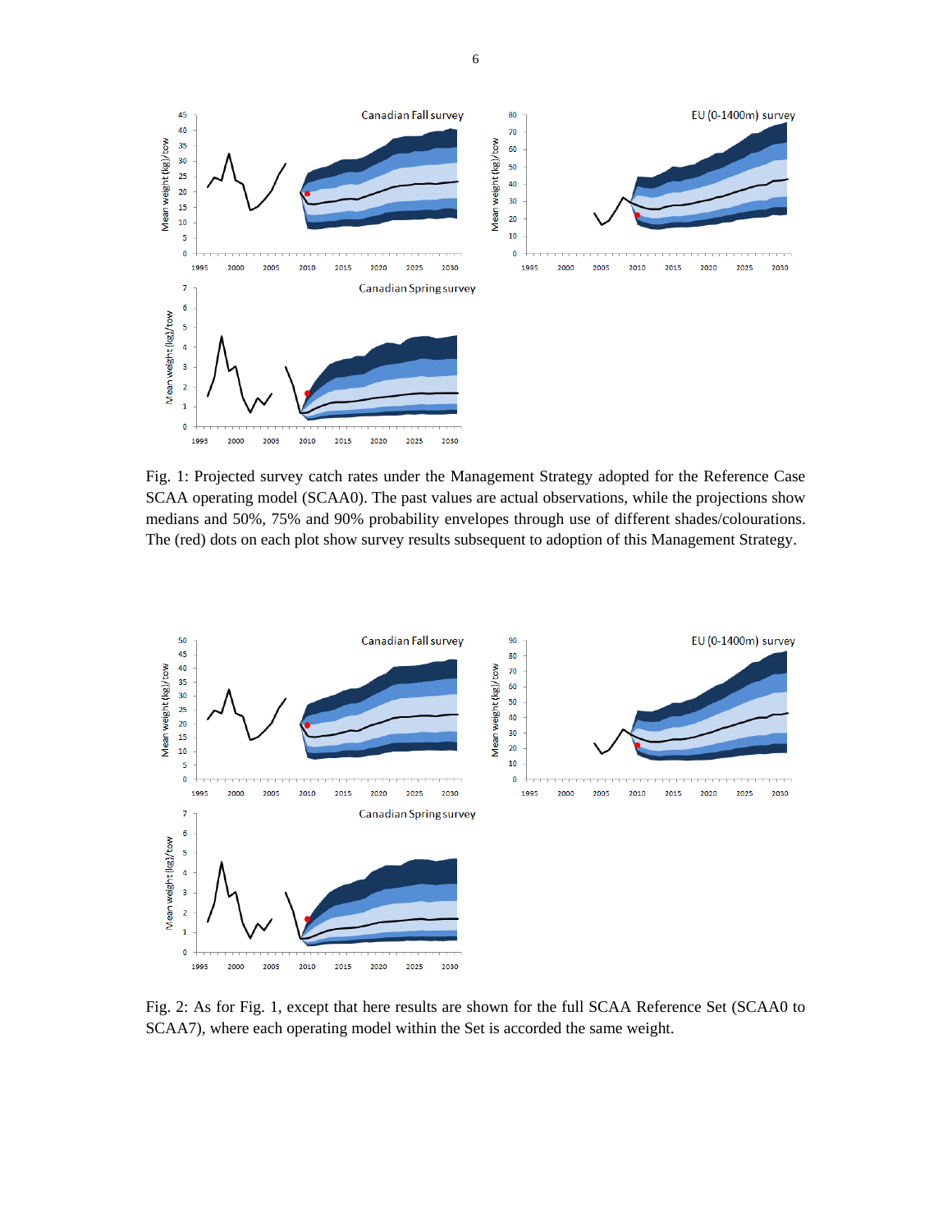Fig. 1: Projected survey catch rates under the Management Strategy adopted for the Reference Case SCAA operating model (SCAA0). The past values are actual observations, while the projections show medians and 50%, 75% and 90% probability envelopes through use of different shades/colourations. The (red) dots on each plot show survey results subsequent to adoption of this Management Strategy.

Fig. 2: As for Fig. 1, except that here results are shown for the full SCAA Reference Set (SCAA0 to SCAA7), where each operating model within the Set is accorded the same weight.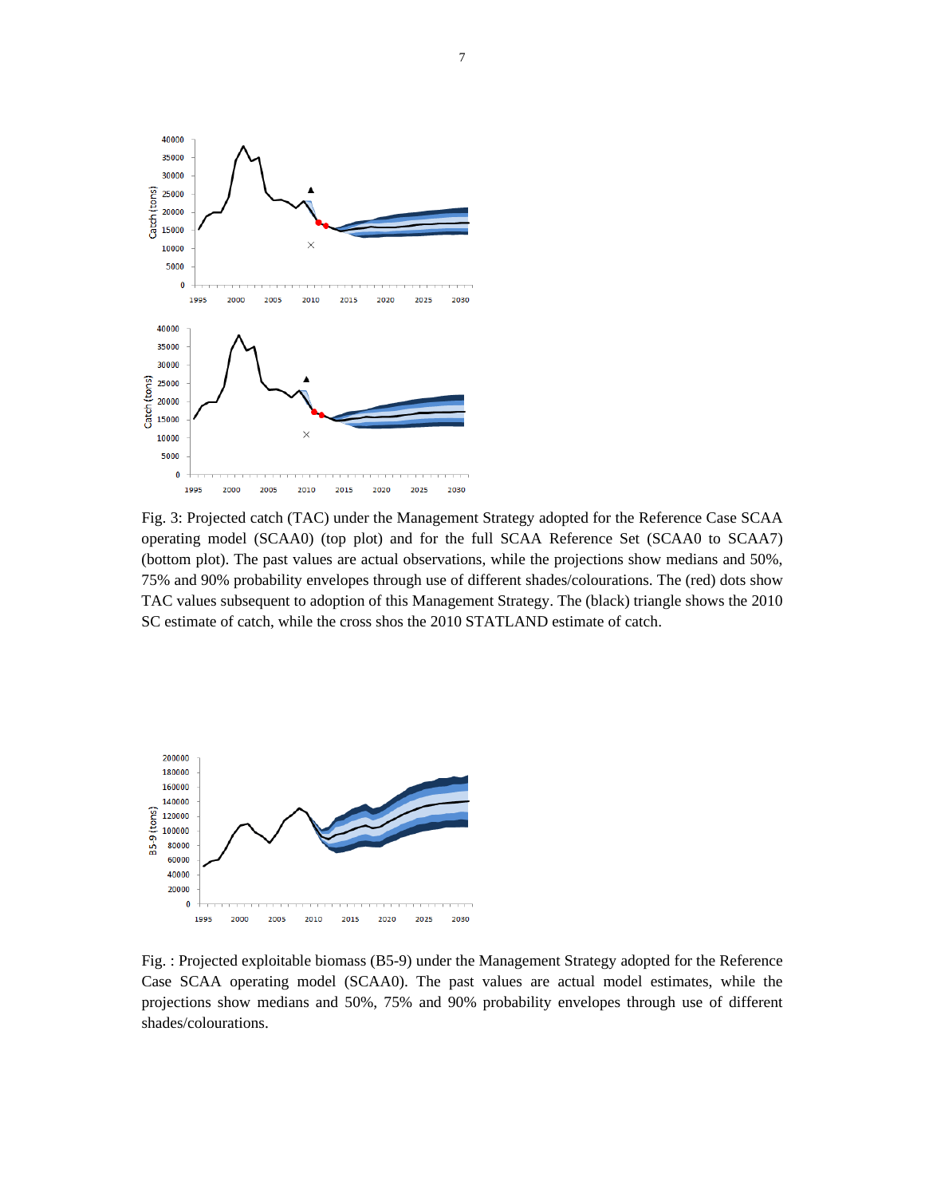40000
35000
30000
25000
20000
15000
10000
5000
0

Catch (tons)

1995 2000 2005 2010 2015 2020 2025 2030

40000
35000
30000
25000
20000
15000
10000
5000
0

Catch (tons)

1995 2000 2005 2010 2015 2020 2025 2030

Fig. 3: Projected catch (TAC) under the Management Strategy adopted for the Reference Case SCAA operating model (SCAA0) (top plot) and for the full SCAA Reference Set (SCAA0 to SCAA7) (bottom plot). The past values are actual observations, while the projections show medians and 50%, 75% and 90% probability envelopes through use of different shades/colourations. The (red) dots show TAC values subsequent to adoption of this Management Strategy. The (black) triangle shows the 2010 SC estimate of catch, while the cross shos the 2010 STATLAND estimate of catch.

200000
180000
160000
140000
120000
100000
80000
60000
40000
20000
0

B5-9 (tons)

1995 2000 2005 2010 2015 2020 2025 2030

Fig. : Projected exploitable biomass (B5-9) under the Management Strategy adopted for the Reference Case SCAA operating model (SCAA0). The past values are actual model estimates, while the projections show medians and 50%, 75% and 90% probability envelopes through use of different shades/colourations.